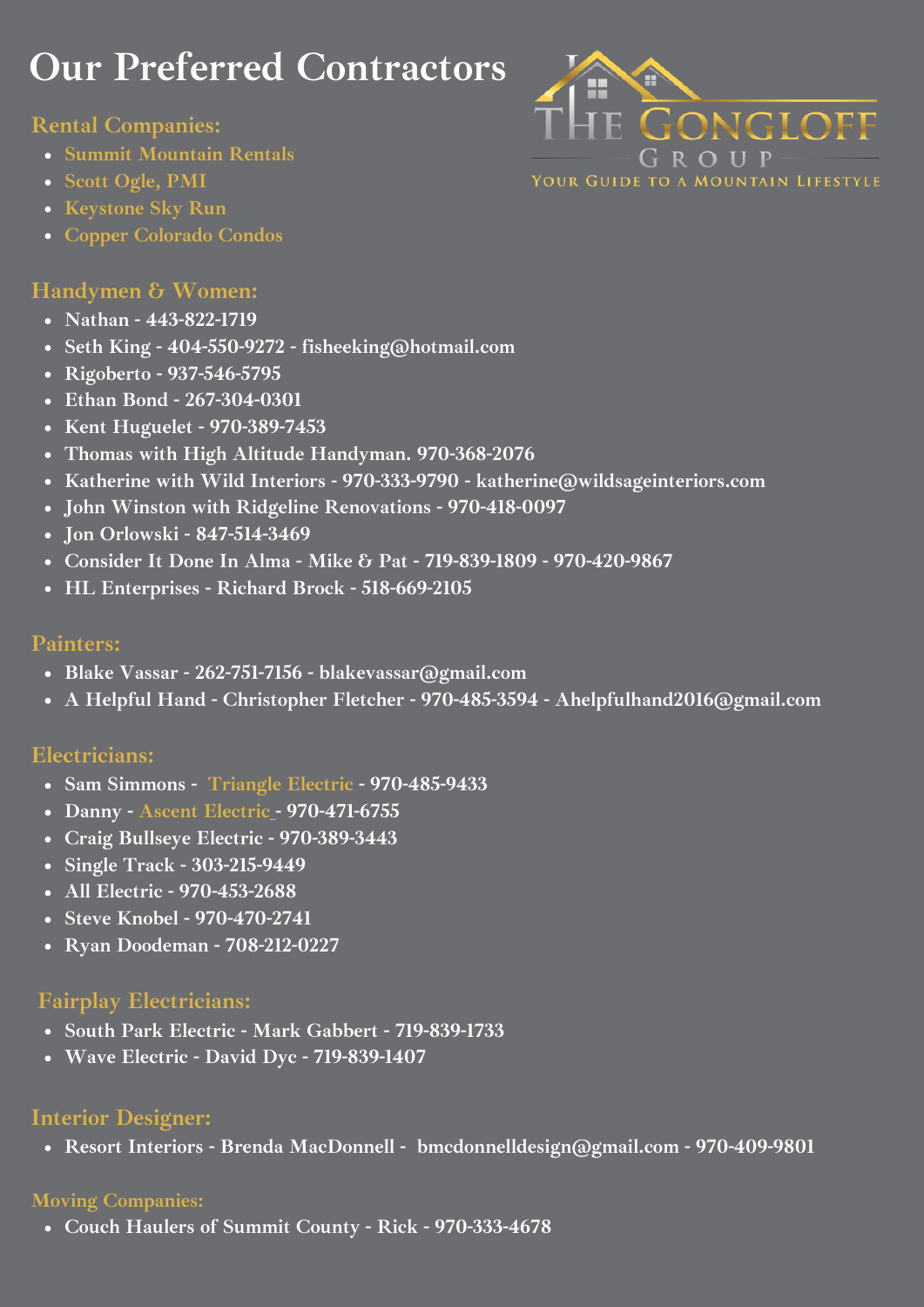# Our Preferred Contractors

THE GONGLOFF GROUP
YOUR GUIDE TO A MOUNTAIN LIFESTYLE

## Rental Companies:

- Summit Mountain Rentals
- Scott Ogle, PMI
- Keystone Sky Run
- Copper Colorado Condos

## Handymen & Women:

- Nathan - 443-822-1719
- Seth King - 404-550-9272 - fisheeking@hotmail.com
- Rigoberto - 937-546-5795
- Ethan Bond - 267-304-0301
- Kent Huguelet - 970-389-7453
- Thomas with High Altitude Handyman. 970-368-2076
- Katherine with Wild Interiors - 970-333-9790 - katherine@wildsageinteriors.com
- John Winston with Ridgeline Renovations - 970-418-0097
- Jon Orlowski - 847-514-3469
- Consider It Done In Alma - Mike & Pat - 719-839-1809 - 970-420-9867
- HL Enterprises - Richard Brock - 518-669-2105

## Painters:

- Blake Vassar - 262-751-7156 - blakevassar@gmail.com
- A Helpful Hand - Christopher Fletcher - 970-485-3594 - Ahelpfulhand2016@gmail.com

## Electricians:

- Sam Simmons - Triangle Electric - 970-485-9433
- Danny - Ascent Electric - 970-471-6755
- Craig Bullseye Electric - 970-389-3443
- Single Track - 303-215-9449
- All Electric - 970-453-2688
- Steve Knobel - 970-470-2741
- Ryan Doodeman - 708-212-0227

## Fairplay Electricians:

- South Park Electric - Mark Gabbert - 719-839-1733
- Wave Electric - David Dyc - 719-839-1407

## Interior Designer:

- Resort Interiors - Brenda MacDonnell - bmcdonnelldesign@gmail.com - 970-409-9801

## Moving Companies:

- Couch Haulers of Summit County - Rick - 970-333-4678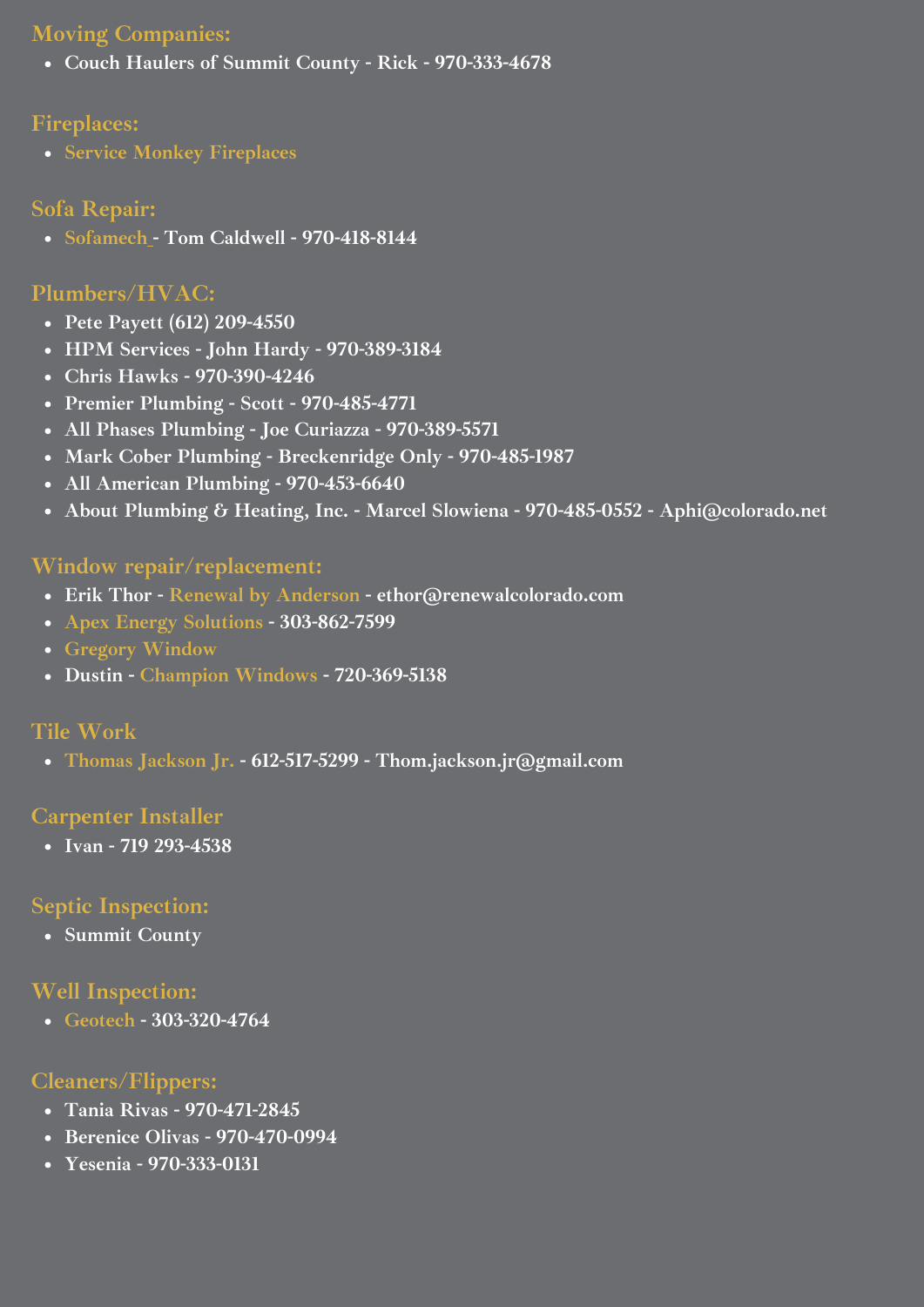## Moving Companies:

- **Couch Haulers of Summit County - Rick - 970-333-4678**

## Fireplaces:

- **Service Monkey Fireplaces**

## Sofa Repair:

- **Sofamech - Tom Caldwell - 970-418-8144**

## Plumbers/HVAC:

- **Pete Payett (612) 209-4550**
- **HPM Services - John Hardy - 970-389-3184**
- **Chris Hawks - 970-390-4246**
- **Premier Plumbing - Scott - 970-485-4771**
- **All Phases Plumbing - Joe Curiazza - 970-389-5571**
- **Mark Cober Plumbing - Breckenridge Only - 970-485-1987**
- **All American Plumbing - 970-453-6640**
- **About Plumbing & Heating, Inc. - Marcel Slowiena - 970-485-0552 - Aphi@colorado.net**

## Window repair/replacement:

- **Erik Thor - Renewal by Anderson - ethor@renewalcolorado.com**
- **Apex Energy Solutions - 303-862-7599**
- **Gregory Window**
- **Dustin - Champion Windows - 720-369-5138**

## Tile Work

- **Thomas Jackson Jr. - 612-517-5299 - Thom.jackson.jr@gmail.com**

## Carpenter Installer

- **Ivan - 719 293-4538**

## Septic Inspection:

- **Summit County**

## Well Inspection:

- **Geotech - 303-320-4764**

## Cleaners/Flippers:

- **Tania Rivas - 970-471-2845**
- **Berenice Olivas - 970-470-0994**
- **Yesenia - 970-333-0131**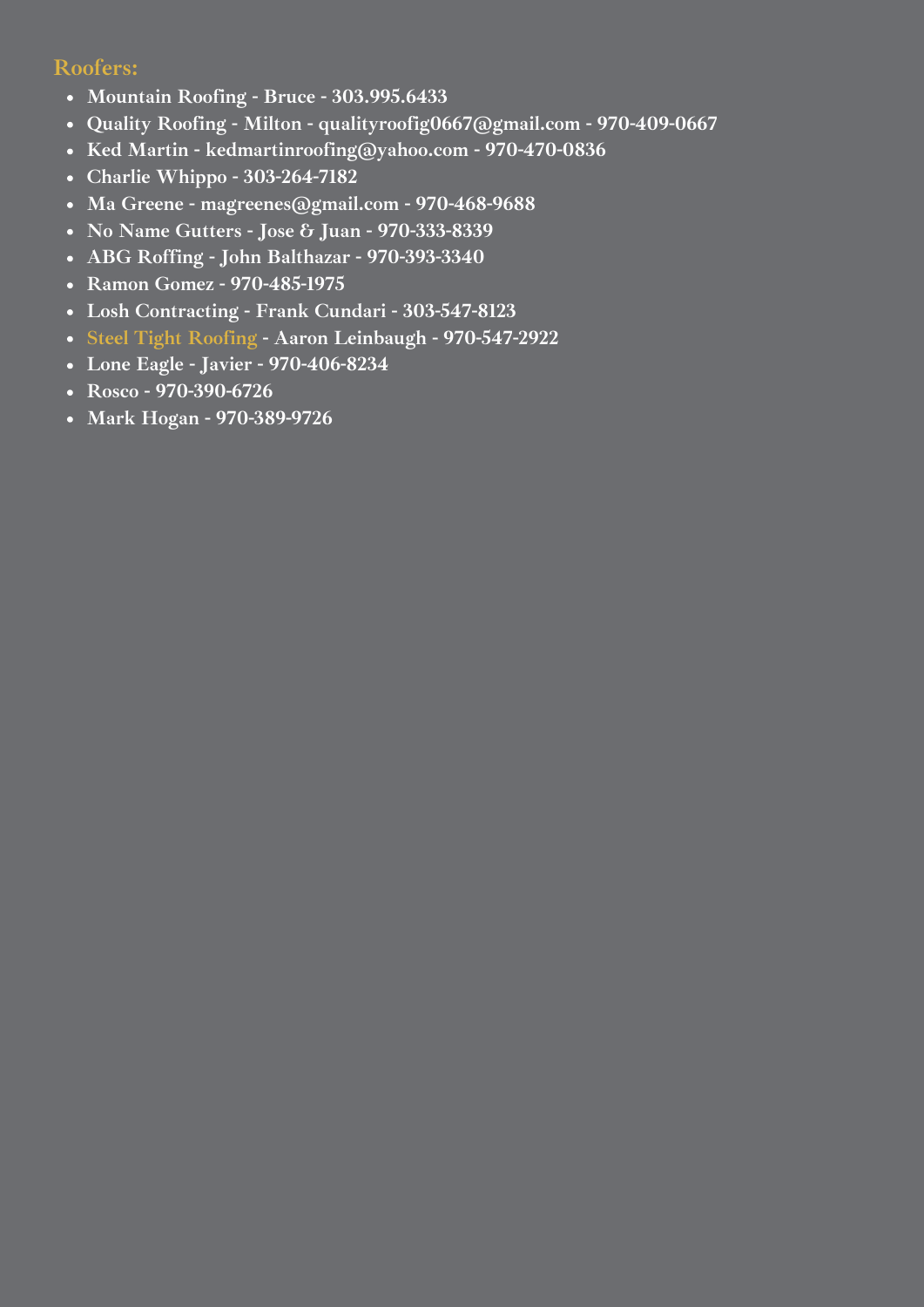## Roofers:

- **Mountain Roofing - Bruce - 303.995.6433**
- **Quality Roofing - Milton - qualityroofig0667@gmail.com - 970-409-0667**
- **Ked Martin - kedmartinroofing@yahoo.com - 970-470-0836**
- **Charlie Whippo - 303-264-7182**
- **Ma Greene - magreenes@gmail.com - 970-468-9688**
- **No Name Gutters - Jose & Juan - 970-333-8339**
- **ABG Roffing - John Balthazar - 970-393-3340**
- **Ramon Gomez - 970-485-1975**
- **Losh Contracting - Frank Cundari - 303-547-8123**
- **Steel Tight Roofing - Aaron Leinbaugh - 970-547-2922**
- **Lone Eagle - Javier - 970-406-8234**
- **Rosco - 970-390-6726**
- **Mark Hogan - 970-389-9726**